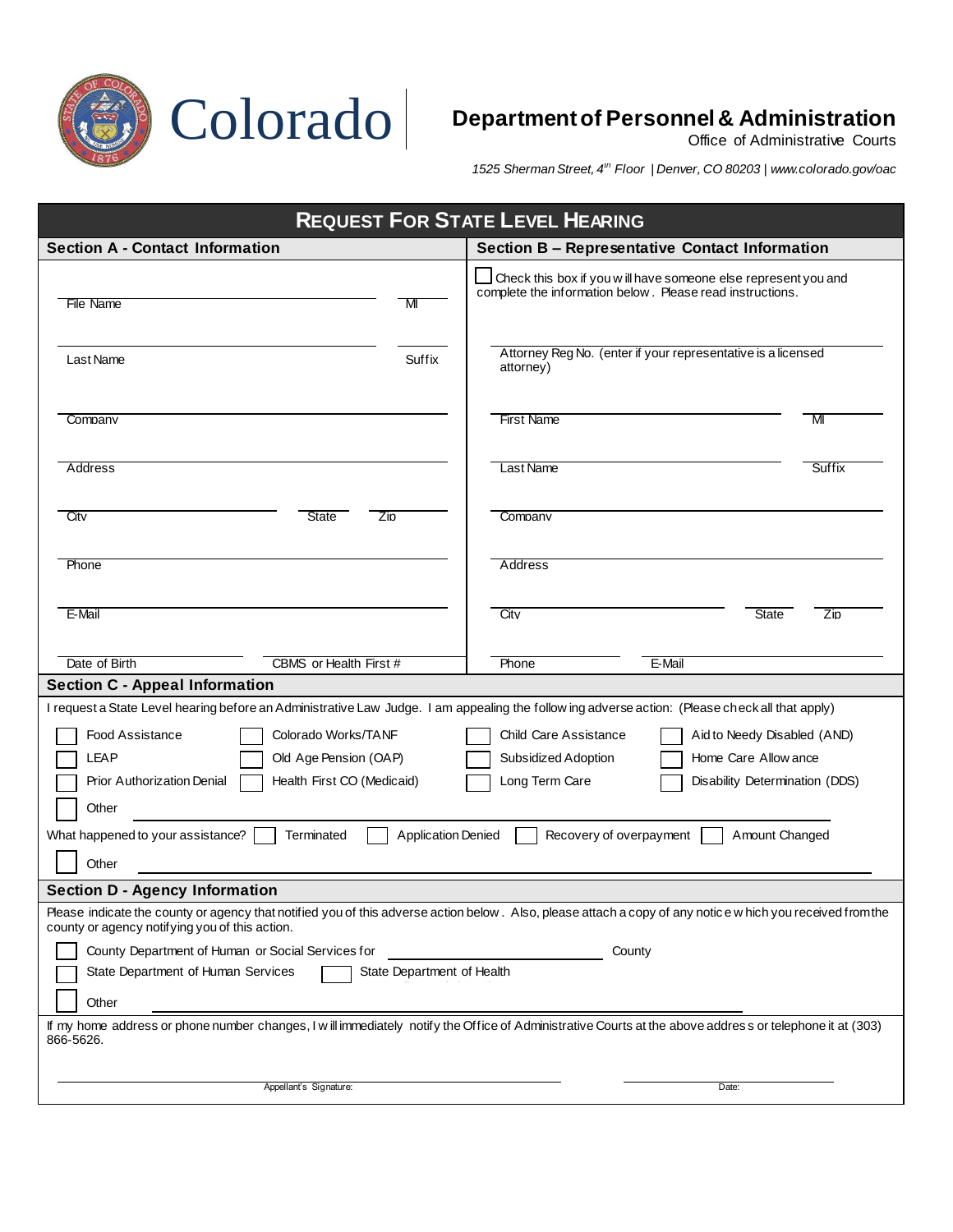Colorado

**Department of Personnel & Administration**
Office of Administrative Courts

*1525 Sherman Street, 4th Floor | Denver, CO 80203 | www.colorado.gov/oac*

# REQUEST FOR STATE LEVEL HEARING

## Section A - Contact Information

File Name _______________ MI ____

Last Name _______________ Suffix ____

Company _______________

Address _______________

City _______________ State ____ Zip ____

Phone _______________

E-Mail _______________

Date of Birth _______________ CBMS or Health First # _______________

## Section B – Representative Contact Information

☐ Check this box if you will have someone else represent you and complete the information below. Please read instructions.

Attorney Reg No. (enter if your representative is a licensed attorney) _______________

First Name _______________ MI ____

Last Name _______________ Suffix ____

Company _______________

Address _______________

City _______________ State ____ Zip ____

Phone _______________ E-Mail _______________

## Section C - Appeal Information

I request a State Level hearing before an Administrative Law Judge. I am appealing the following adverse action: (Please check all that apply)

| | | | |
|---|---|---|---|
| ☐ Food Assistance | ☐ Colorado Works/TANF | ☐ Child Care Assistance | ☐ Aid to Needy Disabled (AND) |
| ☐ LEAP | ☐ Old Age Pension (OAP) | ☐ Subsidized Adoption | ☐ Home Care Allowance |
| ☐ Prior Authorization Denial | ☐ Health First CO (Medicaid) | ☐ Long Term Care | ☐ Disability Determination (DDS) |

☐ Other _______________

What happened to your assistance? ☐ Terminated ☐ Application Denied ☐ Recovery of overpayment ☐ Amount Changed

☐ Other _______________

## Section D - Agency Information

Please indicate the county or agency that notified you of this adverse action below. Also, please attach a copy of any notice which you received from the county or agency notifying you of this action.

☐ County Department of Human or Social Services for _______________ County

☐ State Department of Human Services ☐ State Department of Health

☐ Other _______________

If my home address or phone number changes, I will immediately notify the Office of Administrative Courts at the above address or telephone it at (303) 866-5626.

_______________ Appellant's Signature: _______________ Date: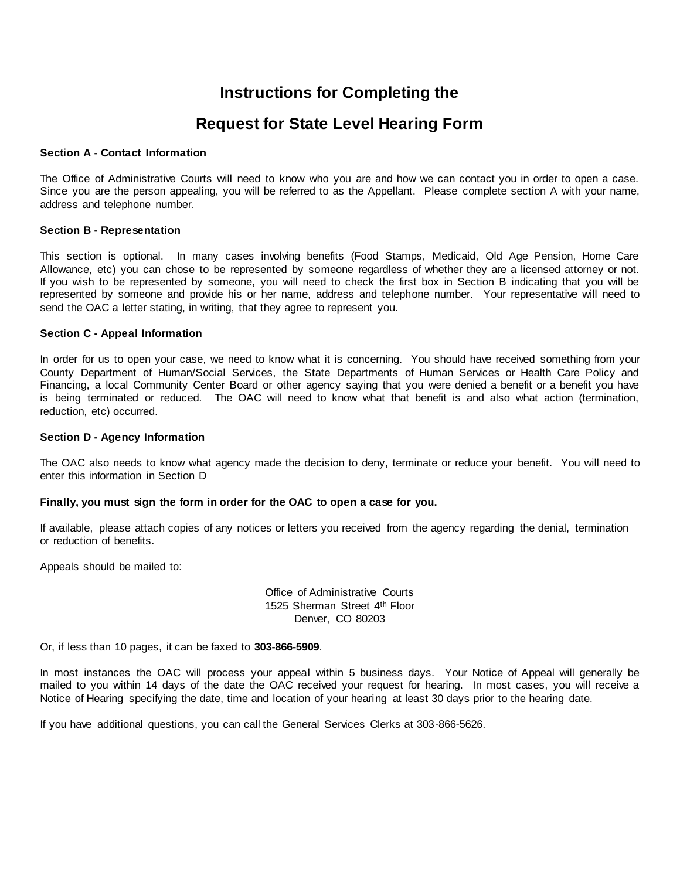# Instructions for Completing the

# Request for State Level Hearing Form

**Section A - Contact Information**

The Office of Administrative Courts will need to know who you are and how we can contact you in order to open a case. Since you are the person appealing, you will be referred to as the Appellant. Please complete section A with your name, address and telephone number.

**Section B - Representation**

This section is optional. In many cases involving benefits (Food Stamps, Medicaid, Old Age Pension, Home Care Allowance, etc) you can chose to be represented by someone regardless of whether they are a licensed attorney or not. If you wish to be represented by someone, you will need to check the first box in Section B indicating that you will be represented by someone and provide his or her name, address and telephone number. Your representative will need to send the OAC a letter stating, in writing, that they agree to represent you.

**Section C - Appeal Information**

In order for us to open your case, we need to know what it is concerning. You should have received something from your County Department of Human/Social Services, the State Departments of Human Services or Health Care Policy and Financing, a local Community Center Board or other agency saying that you were denied a benefit or a benefit you have is being terminated or reduced. The OAC will need to know what that benefit is and also what action (termination, reduction, etc) occurred.

**Section D - Agency Information**

The OAC also needs to know what agency made the decision to deny, terminate or reduce your benefit. You will need to enter this information in Section D

**Finally, you must sign the form in order for the OAC to open a case for you.**

If available, please attach copies of any notices or letters you received from the agency regarding the denial, termination or reduction of benefits.

Appeals should be mailed to:

Office of Administrative Courts
1525 Sherman Street 4th Floor
Denver, CO 80203

Or, if less than 10 pages, it can be faxed to **303-866-5909**.

In most instances the OAC will process your appeal within 5 business days. Your Notice of Appeal will generally be mailed to you within 14 days of the date the OAC received your request for hearing. In most cases, you will receive a Notice of Hearing specifying the date, time and location of your hearing at least 30 days prior to the hearing date.

If you have additional questions, you can call the General Services Clerks at 303-866-5626.